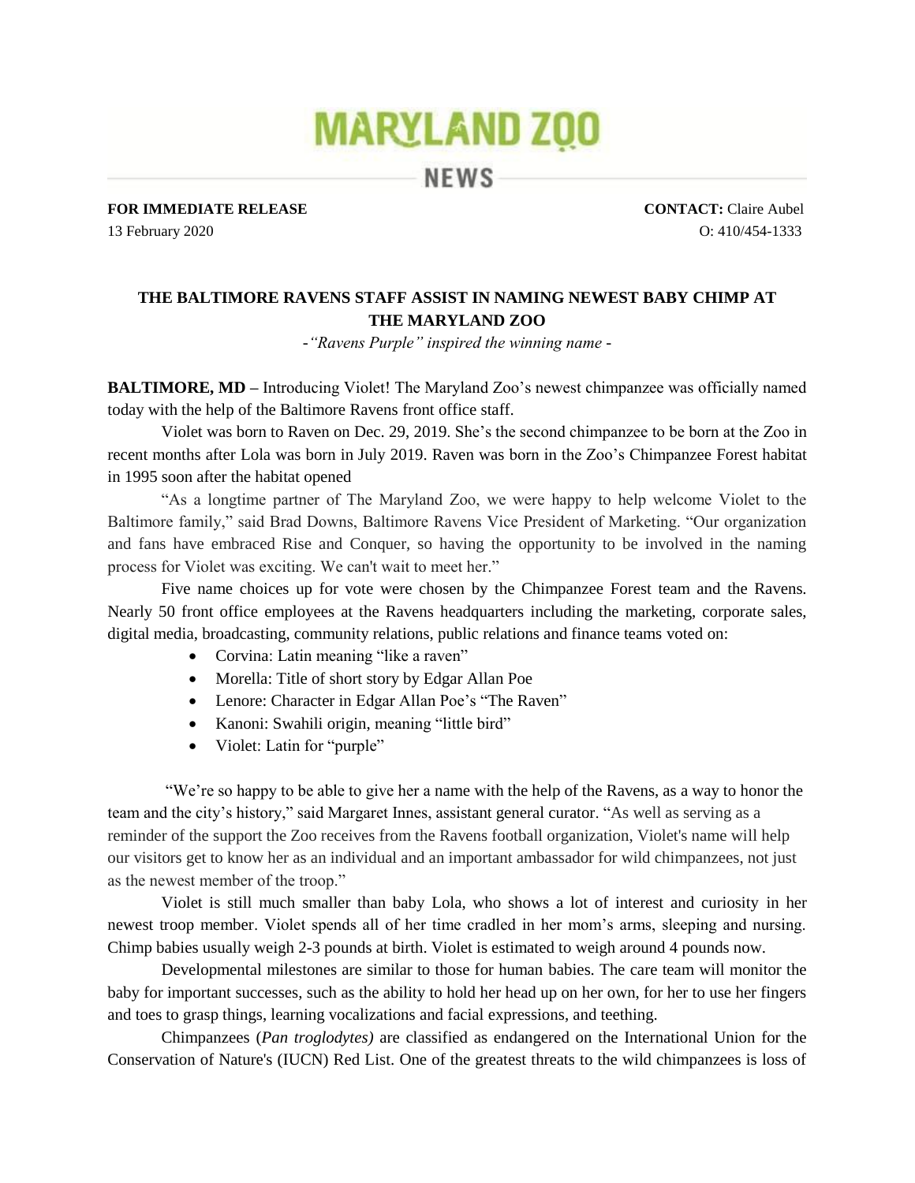# MARYLAND ZOO

## NEWS

**FOR IMMEDIATE RELEASE**
13 February 2020

**CONTACT:** Claire Aubel
O: 410/454-1333

## THE BALTIMORE RAVENS STAFF ASSIST IN NAMING NEWEST BABY CHIMP AT THE MARYLAND ZOO

*-"Ravens Purple" inspired the winning name -*

**BALTIMORE, MD –** Introducing Violet! The Maryland Zoo's newest chimpanzee was officially named today with the help of the Baltimore Ravens front office staff.

Violet was born to Raven on Dec. 29, 2019. She's the second chimpanzee to be born at the Zoo in recent months after Lola was born in July 2019. Raven was born in the Zoo's Chimpanzee Forest habitat in 1995 soon after the habitat opened

"As a longtime partner of The Maryland Zoo, we were happy to help welcome Violet to the Baltimore family," said Brad Downs, Baltimore Ravens Vice President of Marketing. "Our organization and fans have embraced Rise and Conquer, so having the opportunity to be involved in the naming process for Violet was exciting. We can't wait to meet her."

Five name choices up for vote were chosen by the Chimpanzee Forest team and the Ravens. Nearly 50 front office employees at the Ravens headquarters including the marketing, corporate sales, digital media, broadcasting, community relations, public relations and finance teams voted on:

- Corvina: Latin meaning "like a raven"
- Morella: Title of short story by Edgar Allan Poe
- Lenore: Character in Edgar Allan Poe's "The Raven"
- Kanoni: Swahili origin, meaning "little bird"
- Violet: Latin for "purple"

"We're so happy to be able to give her a name with the help of the Ravens, as a way to honor the team and the city's history," said Margaret Innes, assistant general curator. "As well as serving as a reminder of the support the Zoo receives from the Ravens football organization, Violet's name will help our visitors get to know her as an individual and an important ambassador for wild chimpanzees, not just as the newest member of the troop."

Violet is still much smaller than baby Lola, who shows a lot of interest and curiosity in her newest troop member. Violet spends all of her time cradled in her mom's arms, sleeping and nursing. Chimp babies usually weigh 2-3 pounds at birth. Violet is estimated to weigh around 4 pounds now.

Developmental milestones are similar to those for human babies. The care team will monitor the baby for important successes, such as the ability to hold her head up on her own, for her to use her fingers and toes to grasp things, learning vocalizations and facial expressions, and teething.

Chimpanzees (*Pan troglodytes)* are classified as endangered on the International Union for the Conservation of Nature's (IUCN) Red List. One of the greatest threats to the wild chimpanzees is loss of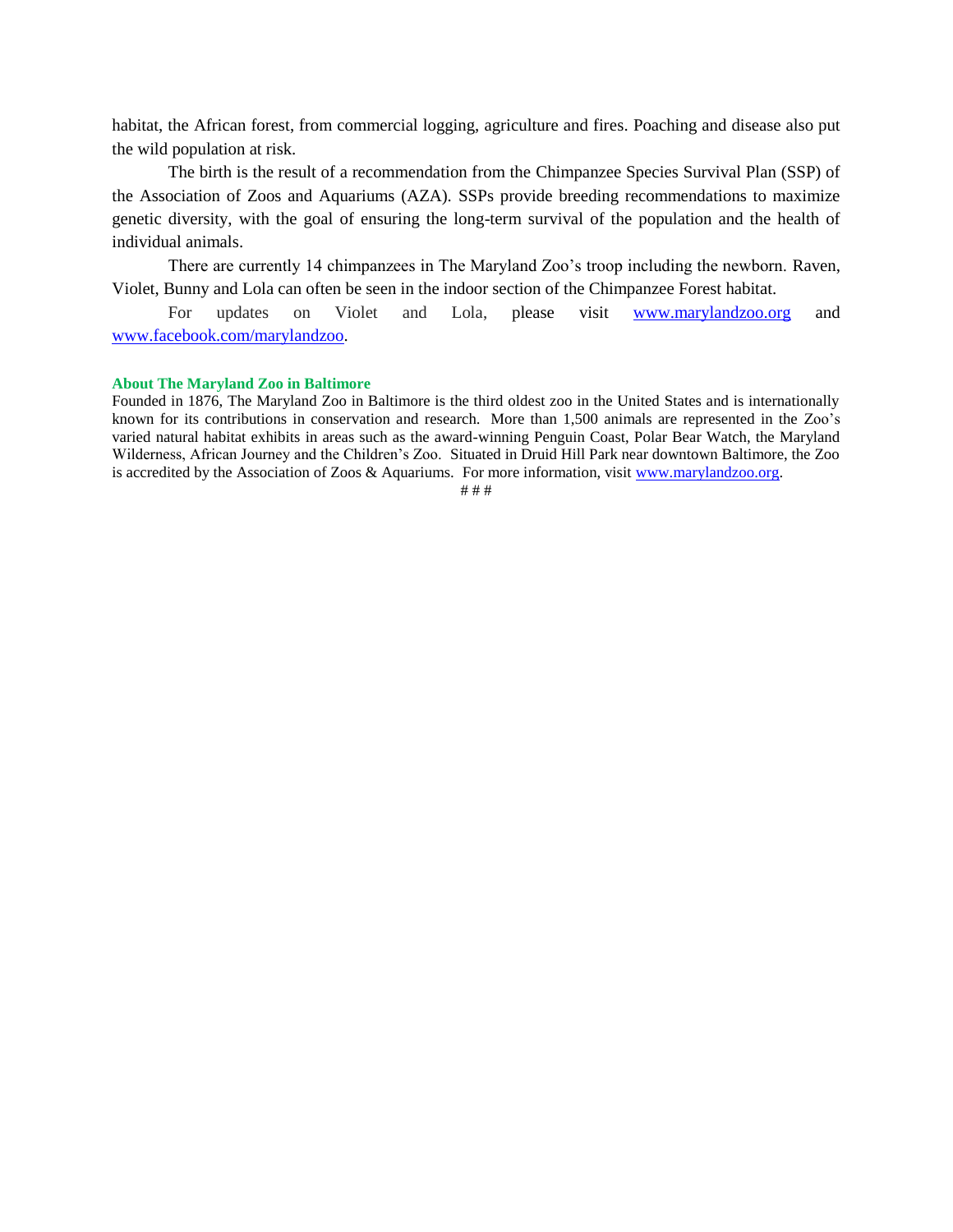habitat, the African forest, from commercial logging, agriculture and fires. Poaching and disease also put the wild population at risk.

The birth is the result of a recommendation from the Chimpanzee Species Survival Plan (SSP) of the Association of Zoos and Aquariums (AZA). SSPs provide breeding recommendations to maximize genetic diversity, with the goal of ensuring the long-term survival of the population and the health of individual animals.

There are currently 14 chimpanzees in The Maryland Zoo's troop including the newborn. Raven, Violet, Bunny and Lola can often be seen in the indoor section of the Chimpanzee Forest habitat.

For updates on Violet and Lola, please visit [www.marylandzoo.org](http://www.marylandzoo.org) and [www.facebook.com/marylandzoo](http://www.facebook.com/marylandzoo).

**About The Maryland Zoo in Baltimore**

Founded in 1876, The Maryland Zoo in Baltimore is the third oldest zoo in the United States and is internationally known for its contributions in conservation and research. More than 1,500 animals are represented in the Zoo's varied natural habitat exhibits in areas such as the award-winning Penguin Coast, Polar Bear Watch, the Maryland Wilderness, African Journey and the Children's Zoo. Situated in Druid Hill Park near downtown Baltimore, the Zoo is accredited by the Association of Zoos & Aquariums. For more information, visit [www.marylandzoo.org](http://www.marylandzoo.org).

# # #